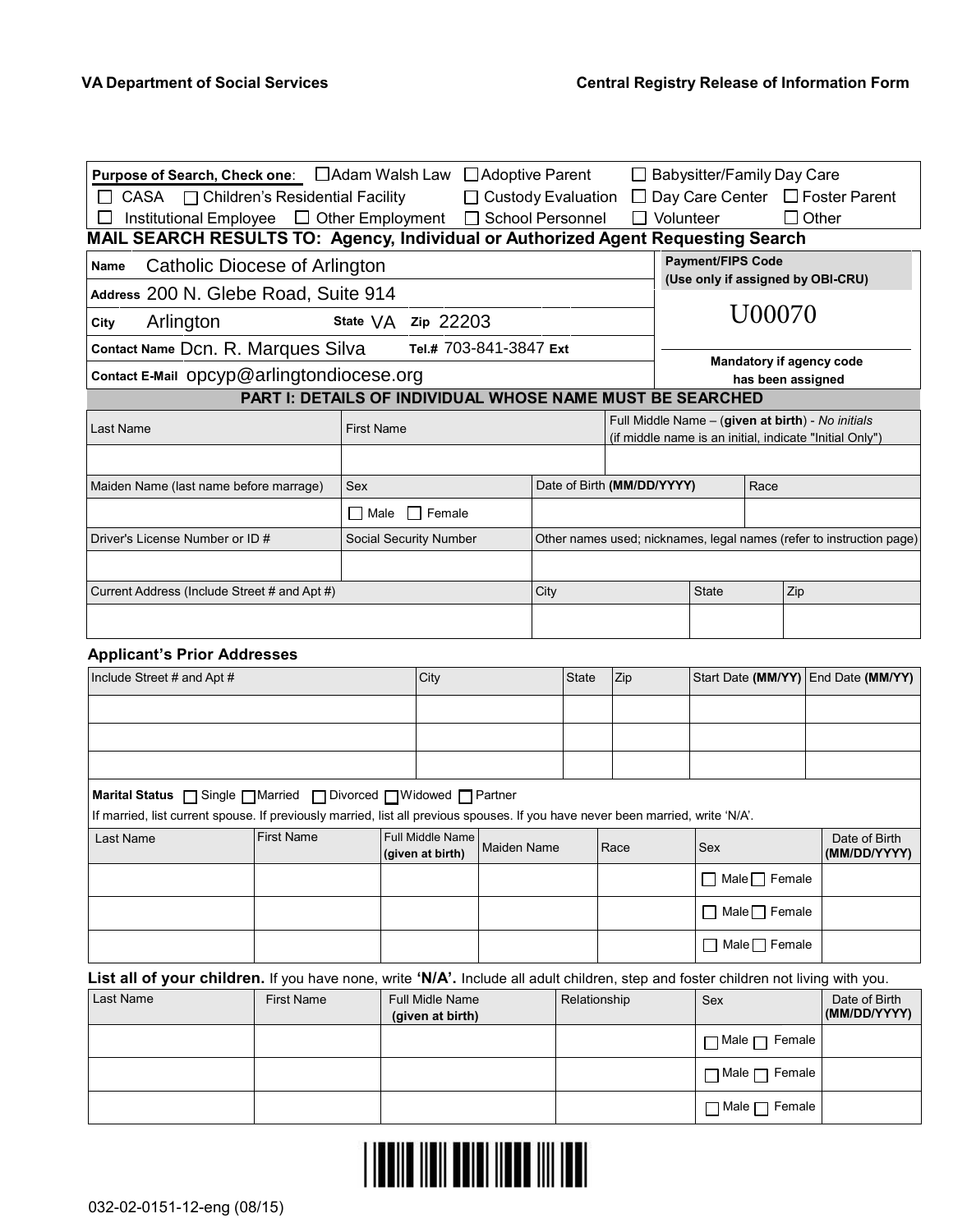VA Department of Social Services

Central Registry Release of Information Form

**Purpose of Search, Check one**: ☐ Adam Walsh Law ☐ Adoptive Parent ☐ Babysitter/Family Day Care ☐ CASA ☐ Children's Residential Facility ☐ Custody Evaluation ☐ Day Care Center ☐ Foster Parent ☐ Institutional Employee ☐ Other Employment ☐ School Personnel ☐ Volunteer ☐ Other

## MAIL SEARCH RESULTS TO: Agency, Individual or Authorized Agent Requesting Search

| | |
|---|---|
| **Name** Catholic Diocese of Arlington | **Payment/FIPS Code (Use only if assigned by OBI-CRU)** |
| **Address** 200 N. Glebe Road, Suite 914 | U00070 |
| **City** Arlington **State** VA **Zip** 22203 | |
| **Contact Name** Dcn. R. Marques Silva **Tel.#** 703-841-3847 **Ext** | **Mandatory if agency code has been assigned** |
| **Contact E-Mail** opcyp@arlingtondiocese.org | |

## PART I: DETAILS OF INDIVIDUAL WHOSE NAME MUST BE SEARCHED

| Last Name | First Name | Full Middle Name – (**given at birth**) - *No initials* (if middle name is an initial, indicate "Initial Only") |
|---|---|---|
| | | |

| Maiden Name (last name before marrage) | Sex | Date of Birth **(MM/DD/YYYY)** | Race |
|---|---|---|---|
| | ☐ Male ☐ Female | | |

| Driver's License Number or ID # | Social Security Number | Other names used; nicknames, legal names (refer to instruction page) |
|---|---|---|
| | | |

| Current Address (Include Street # and Apt #) | City | State | Zip |
|---|---|---|---|
| | | | |

### Applicant's Prior Addresses

| Include Street # and Apt # | City | State | Zip | Start Date **(MM/YY)** | End Date **(MM/YY)** |
|---|---|---|---|---|---|
| | | | | | |
| | | | | | |
| | | | | | |

**Marital Status** ☐ Single ☐ Married ☐ Divorced ☐ Widowed ☐ Partner

If married, list current spouse. If previously married, list all previous spouses. If you have never been married, write 'N/A'.

| Last Name | First Name | Full Middle Name **(given at birth)** | Maiden Name | Race | Sex | Date of Birth **(MM/DD/YYYY)** |
|---|---|---|---|---|---|---|
| | | | | | ☐ Male ☐ Female | |
| | | | | | ☐ Male ☐ Female | |
| | | | | | ☐ Male ☐ Female | |

**List all of your children.** If you have none, write **'N/A'.** Include all adult children, step and foster children not living with you.

| Last Name | First Name | Full Midle Name **(given at birth)** | Relationship | Sex | Date of Birth **(MM/DD/YYYY)** |
|---|---|---|---|---|---|
| | | | | ☐ Male ☐ Female | |
| | | | | ☐ Male ☐ Female | |
| | | | | ☐ Male ☐ Female | |

032-02-0151-12-eng (08/15)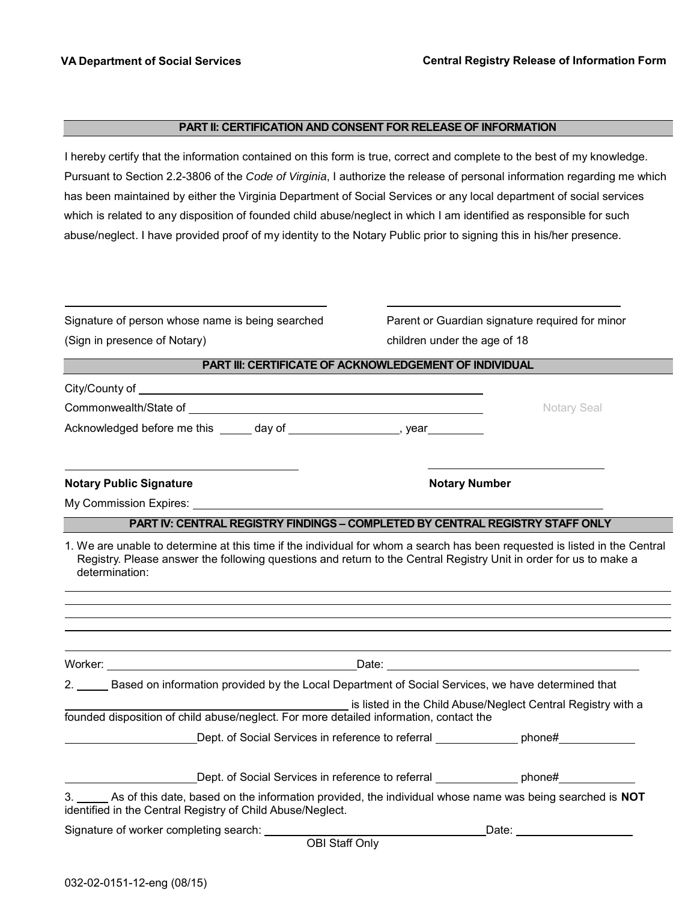**VA Department of Social Services** **Central Registry Release of Information Form**

## PART II: CERTIFICATION AND CONSENT FOR RELEASE OF INFORMATION

I hereby certify that the information contained on this form is true, correct and complete to the best of my knowledge. Pursuant to Section 2.2-3806 of the *Code of Virginia*, I authorize the release of personal information regarding me which has been maintained by either the Virginia Department of Social Services or any local department of social services which is related to any disposition of founded child abuse/neglect in which I am identified as responsible for such abuse/neglect. I have provided proof of my identity to the Notary Public prior to signing this in his/her presence.

______________________________
Signature of person whose name is being searched (Sign in presence of Notary)

______________________________
Parent or Guardian signature required for minor children under the age of 18

## PART III: CERTIFICATE OF ACKNOWLEDGEMENT OF INDIVIDUAL

City/County of ______________________________

Commonwealth/State of ______________________________

Acknowledged before me this _____ day of ______________, year _________

Notary Seal

______________________________
**Notary Public Signature**

______________________________
**Notary Number**

My Commission Expires: ______________________________

## PART IV: CENTRAL REGISTRY FINDINGS – COMPLETED BY CENTRAL REGISTRY STAFF ONLY

1. We are unable to determine at this time if the individual for whom a search has been requested is listed in the Central Registry. Please answer the following questions and return to the Central Registry Unit in order for us to make a determination:

______________________________

______________________________

______________________________

______________________________

______________________________

Worker: ______________________________ Date: ______________________________

2. _____ Based on information provided by the Local Department of Social Services, we have determined that ______________________________ is listed in the Child Abuse/Neglect Central Registry with a founded disposition of child abuse/neglect. For more detailed information, contact the

______________________ Dept. of Social Services in reference to referral ______________ phone# ____________

______________________ Dept. of Social Services in reference to referral ______________ phone# ____________

3. _____ As of this date, based on the information provided, the individual whose name was being searched is **NOT** identified in the Central Registry of Child Abuse/Neglect.

Signature of worker completing search: ______________________________ Date: ____________________
OBI Staff Only

032-02-0151-12-eng (08/15)